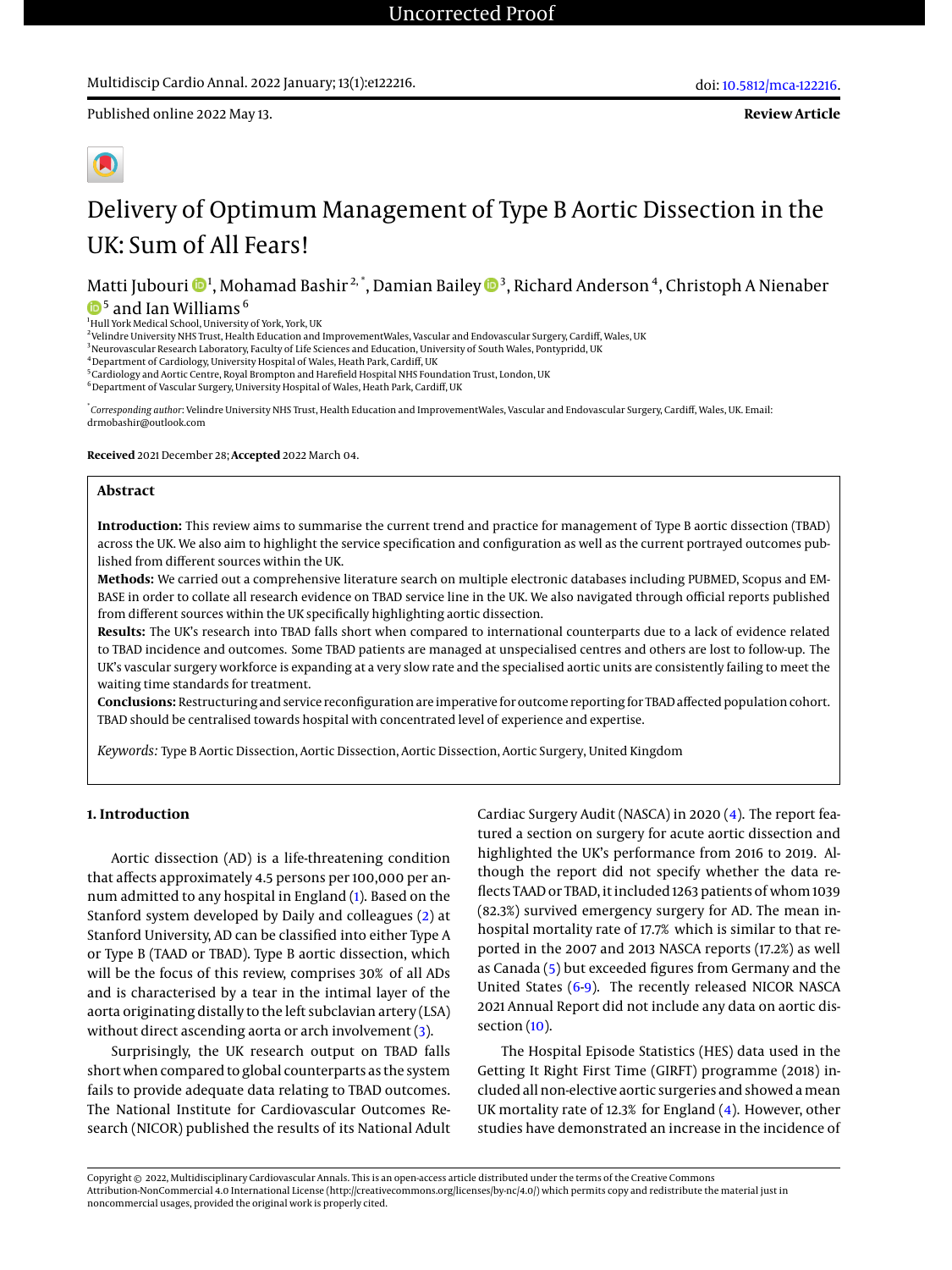Uncorrected Proof

Published online 2022 May 13.

**Review Article**

# Delivery of Optimum Management of Type B Aortic Dissection in the UK: Sum of All Fears!

Matti Jubouri[1], Mohamad Bashir[2,*], Damian Bailey[3], Richard Anderson[4], Christoph A Nienaber[5] and Ian Williams[6]

[1]Hull York Medical School, University of York, York, UK
[2]Velindre University NHS Trust, Health Education and ImprovementWales, Vascular and Endovascular Surgery, Cardiff, Wales, UK
[3]Neurovascular Research Laboratory, Faculty of Life Sciences and Education, University of South Wales, Pontypridd, UK
[4]Department of Cardiology, University Hospital of Wales, Heath Park, Cardiff, UK
[5]Cardiology and Aortic Centre, Royal Brompton and Harefield Hospital NHS Foundation Trust, London, UK
[6]Department of Vascular Surgery, University Hospital of Wales, Heath Park, Cardiff, UK

[*]*Corresponding author*: Velindre University NHS Trust, Health Education and ImprovementWales, Vascular and Endovascular Surgery, Cardiff, Wales, UK. Email: drmobashir@outlook.com

**Received** 2021 December 28; **Accepted** 2022 March 04.

## Abstract

**Introduction:** This review aims to summarise the current trend and practice for management of Type B aortic dissection (TBAD) across the UK. We also aim to highlight the service specification and configuration as well as the current portrayed outcomes published from different sources within the UK.

**Methods:** We carried out a comprehensive literature search on multiple electronic databases including PUBMED, Scopus and EMBASE in order to collate all research evidence on TBAD service line in the UK. We also navigated through official reports published from different sources within the UK specifically highlighting aortic dissection.

**Results:** The UK's research into TBAD falls short when compared to international counterparts due to a lack of evidence related to TBAD incidence and outcomes. Some TBAD patients are managed at unspecialised centres and others are lost to follow-up. The UK's vascular surgery workforce is expanding at a very slow rate and the specialised aortic units are consistently failing to meet the waiting time standards for treatment.

**Conclusions:** Restructuring and service reconfiguration are imperative for outcome reporting for TBAD affected population cohort. TBAD should be centralised towards hospital with concentrated level of experience and expertise.

*Keywords:* Type B Aortic Dissection, Aortic Dissection, Aortic Dissection, Aortic Surgery, United Kingdom

## 1. Introduction

Aortic dissection (AD) is a life-threatening condition that affects approximately 4.5 persons per 100,000 per annum admitted to any hospital in England (1). Based on the Stanford system developed by Daily and colleagues (2) at Stanford University, AD can be classified into either Type A or Type B (TAAD or TBAD). Type B aortic dissection, which will be the focus of this review, comprises 30% of all ADs and is characterised by a tear in the intimal layer of the aorta originating distally to the left subclavian artery (LSA) without direct ascending aorta or arch involvement (3).

Surprisingly, the UK research output on TBAD falls short when compared to global counterparts as the system fails to provide adequate data relating to TBAD outcomes. The National Institute for Cardiovascular Outcomes Research (NICOR) published the results of its National Adult Cardiac Surgery Audit (NASCA) in 2020 (4). The report featured a section on surgery for acute aortic dissection and highlighted the UK's performance from 2016 to 2019. Although the report did not specify whether the data reflects TAAD or TBAD, it included 1263 patients of whom 1039 (82.3%) survived emergency surgery for AD. The mean in-hospital mortality rate of 17.7% which is similar to that reported in the 2007 and 2013 NASCA reports (17.2%) as well as Canada (5) but exceeded figures from Germany and the United States (6-9). The recently released NICOR NASCA 2021 Annual Report did not include any data on aortic dissection (10).

The Hospital Episode Statistics (HES) data used in the Getting It Right First Time (GIRFT) programme (2018) included all non-elective aortic surgeries and showed a mean UK mortality rate of 12.3% for England (4). However, other studies have demonstrated an increase in the incidence of

Copyright © 2022, Multidisciplinary Cardiovascular Annals. This is an open-access article distributed under the terms of the Creative Commons Attribution-NonCommercial 4.0 International License (http://creativecommons.org/licenses/by-nc/4.0/) which permits copy and redistribute the material just in noncommercial usages, provided the original work is properly cited.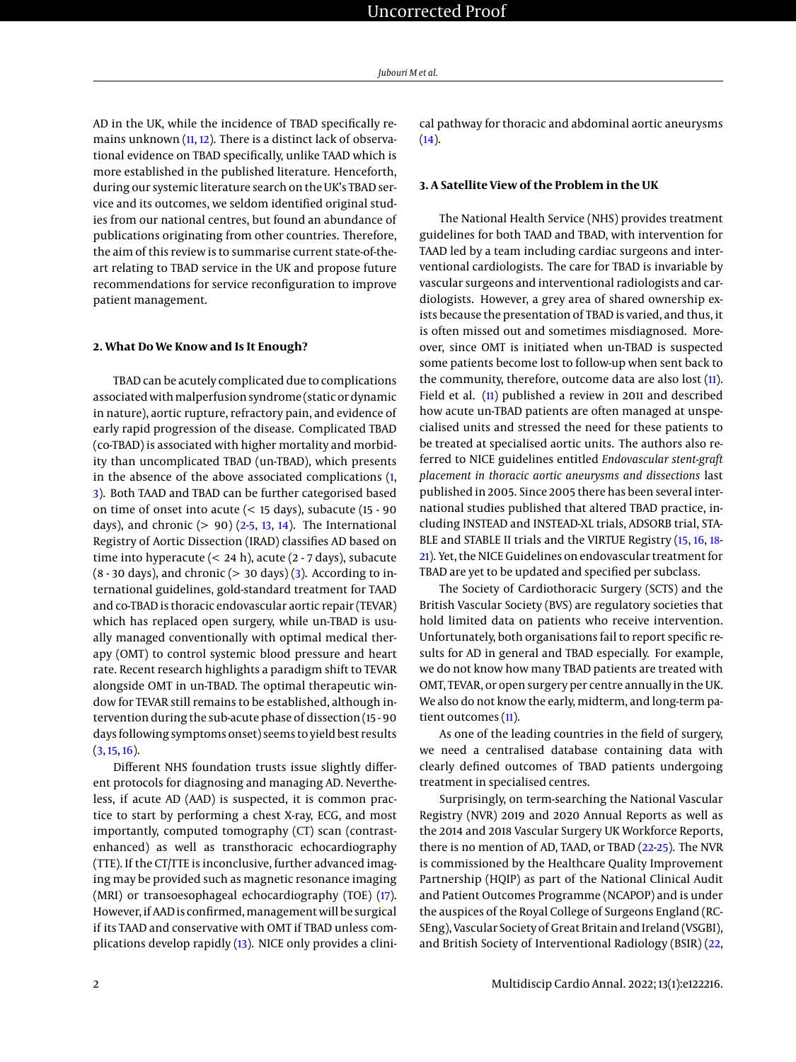AD in the UK, while the incidence of TBAD specifically remains unknown (11, 12). There is a distinct lack of observational evidence on TBAD specifically, unlike TAAD which is more established in the published literature. Henceforth, during our systemic literature search on the UK's TBAD service and its outcomes, we seldom identified original studies from our national centres, but found an abundance of publications originating from other countries. Therefore, the aim of this review is to summarise current state-of-the-art relating to TBAD service in the UK and propose future recommendations for service reconfiguration to improve patient management.

## 2. What Do We Know and Is It Enough?

TBAD can be acutely complicated due to complications associated with malperfusion syndrome (static or dynamic in nature), aortic rupture, refractory pain, and evidence of early rapid progression of the disease. Complicated TBAD (co-TBAD) is associated with higher mortality and morbidity than uncomplicated TBAD (un-TBAD), which presents in the absence of the above associated complications (1, 3). Both TAAD and TBAD can be further categorised based on time of onset into acute (< 15 days), subacute (15 - 90 days), and chronic (> 90) (2-5, 13, 14). The International Registry of Aortic Dissection (IRAD) classifies AD based on time into hyperacute (< 24 h), acute (2 - 7 days), subacute (8 - 30 days), and chronic (> 30 days) (3). According to international guidelines, gold-standard treatment for TAAD and co-TBAD is thoracic endovascular aortic repair (TEVAR) which has replaced open surgery, while un-TBAD is usually managed conventionally with optimal medical therapy (OMT) to control systemic blood pressure and heart rate. Recent research highlights a paradigm shift to TEVAR alongside OMT in un-TBAD. The optimal therapeutic window for TEVAR still remains to be established, although intervention during the sub-acute phase of dissection (15 - 90 days following symptoms onset) seems to yield best results (3, 15, 16).

Different NHS foundation trusts issue slightly different protocols for diagnosing and managing AD. Nevertheless, if acute AD (AAD) is suspected, it is common practice to start by performing a chest X-ray, ECG, and most importantly, computed tomography (CT) scan (contrast-enhanced) as well as transthoracic echocardiography (TTE). If the CT/TTE is inconclusive, further advanced imaging may be provided such as magnetic resonance imaging (MRI) or transoesophageal echocardiography (TOE) (17). However, if AAD is confirmed, management will be surgical if its TAAD and conservative with OMT if TBAD unless complications develop rapidly (13). NICE only provides a clinical pathway for thoracic and abdominal aortic aneurysms (14).

## 3. A Satellite View of the Problem in the UK

The National Health Service (NHS) provides treatment guidelines for both TAAD and TBAD, with intervention for TAAD led by a team including cardiac surgeons and interventional cardiologists. The care for TBAD is invariable by vascular surgeons and interventional radiologists and cardiologists. However, a grey area of shared ownership exists because the presentation of TBAD is varied, and thus, it is often missed out and sometimes misdiagnosed. Moreover, since OMT is initiated when un-TBAD is suspected some patients become lost to follow-up when sent back to the community, therefore, outcome data are also lost (11). Field et al. (11) published a review in 2011 and described how acute un-TBAD patients are often managed at unspecialised units and stressed the need for these patients to be treated at specialised aortic units. The authors also referred to NICE guidelines entitled *Endovascular stent-graft placement in thoracic aortic aneurysms and dissections* last published in 2005. Since 2005 there has been several international studies published that altered TBAD practice, including INSTEAD and INSTEAD-XL trials, ADSORB trial, STABLE and STABLE II trials and the VIRTUE Registry (15, 16, 18-21). Yet, the NICE Guidelines on endovascular treatment for TBAD are yet to be updated and specified per subclass.

The Society of Cardiothoracic Surgery (SCTS) and the British Vascular Society (BVS) are regulatory societies that hold limited data on patients who receive intervention. Unfortunately, both organisations fail to report specific results for AD in general and TBAD especially. For example, we do not know how many TBAD patients are treated with OMT, TEVAR, or open surgery per centre annually in the UK. We also do not know the early, midterm, and long-term patient outcomes (11).

As one of the leading countries in the field of surgery, we need a centralised database containing data with clearly defined outcomes of TBAD patients undergoing treatment in specialised centres.

Surprisingly, on term-searching the National Vascular Registry (NVR) 2019 and 2020 Annual Reports as well as the 2014 and 2018 Vascular Surgery UK Workforce Reports, there is no mention of AD, TAAD, or TBAD (22-25). The NVR is commissioned by the Healthcare Quality Improvement Partnership (HQIP) as part of the National Clinical Audit and Patient Outcomes Programme (NCAPOP) and is under the auspices of the Royal College of Surgeons England (RCSEng), Vascular Society of Great Britain and Ireland (VSGBI), and British Society of Interventional Radiology (BSIR) (22,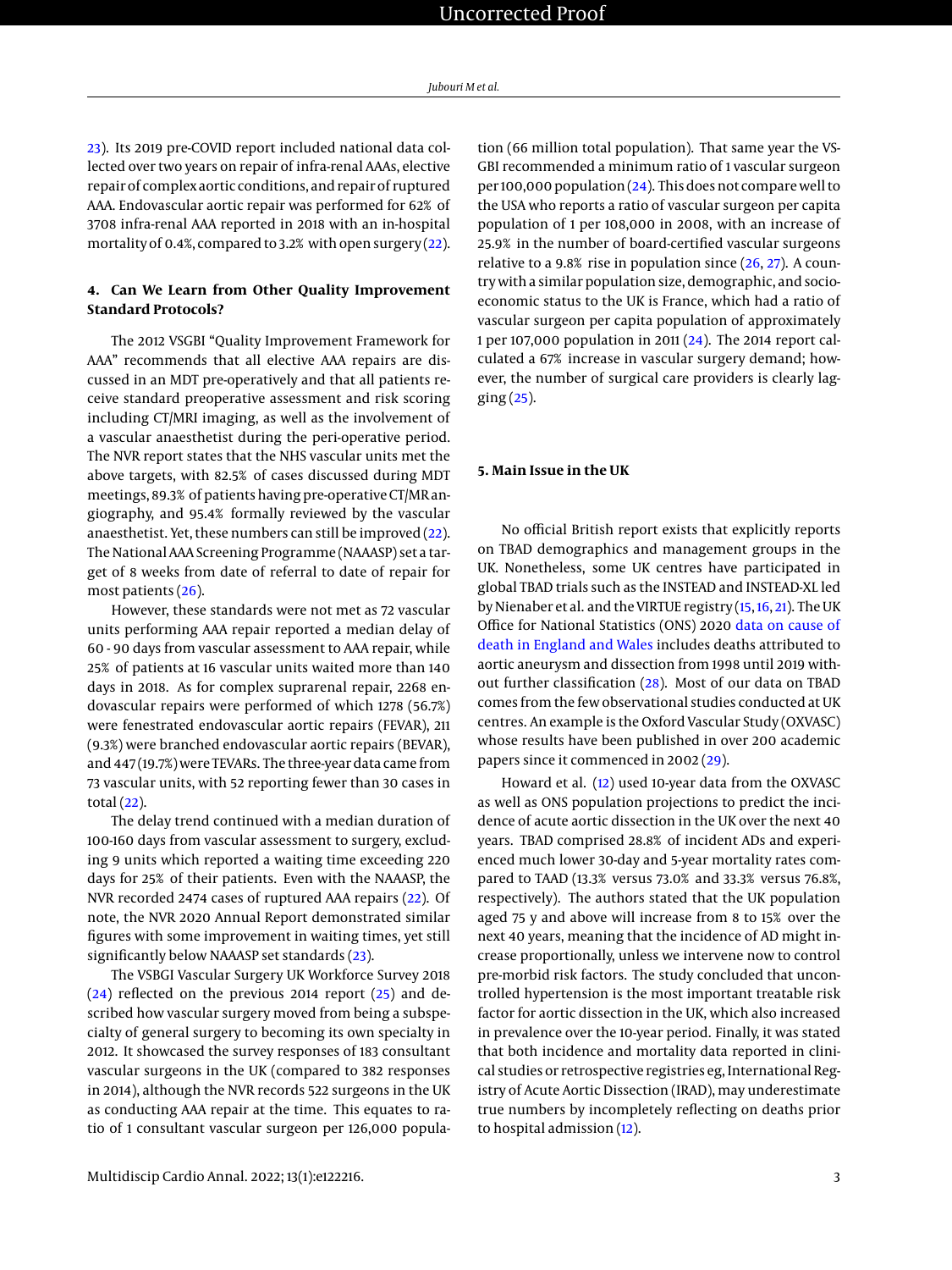23). Its 2019 pre-COVID report included national data collected over two years on repair of infra-renal AAAs, elective repair of complex aortic conditions, and repair of ruptured AAA. Endovascular aortic repair was performed for 62% of 3708 infra-renal AAA reported in 2018 with an in-hospital mortality of 0.4%, compared to 3.2% with open surgery (22).

## 4. Can We Learn from Other Quality Improvement Standard Protocols?

The 2012 VSGBI "Quality Improvement Framework for AAA" recommends that all elective AAA repairs are discussed in an MDT pre-operatively and that all patients receive standard preoperative assessment and risk scoring including CT/MRI imaging, as well as the involvement of a vascular anaesthetist during the peri-operative period. The NVR report states that the NHS vascular units met the above targets, with 82.5% of cases discussed during MDT meetings, 89.3% of patients having pre-operative CT/MR angiography, and 95.4% formally reviewed by the vascular anaesthetist. Yet, these numbers can still be improved (22). The National AAA Screening Programme (NAAASP) set a target of 8 weeks from date of referral to date of repair for most patients (26).

However, these standards were not met as 72 vascular units performing AAA repair reported a median delay of 60 - 90 days from vascular assessment to AAA repair, while 25% of patients at 16 vascular units waited more than 140 days in 2018. As for complex suprarenal repair, 2268 endovascular repairs were performed of which 1278 (56.7%) were fenestrated endovascular aortic repairs (FEVAR), 211 (9.3%) were branched endovascular aortic repairs (BEVAR), and 447 (19.7%) were TEVARs. The three-year data came from 73 vascular units, with 52 reporting fewer than 30 cases in total (22).

The delay trend continued with a median duration of 100-160 days from vascular assessment to surgery, excluding 9 units which reported a waiting time exceeding 220 days for 25% of their patients. Even with the NAAASP, the NVR recorded 2474 cases of ruptured AAA repairs (22). Of note, the NVR 2020 Annual Report demonstrated similar figures with some improvement in waiting times, yet still significantly below NAAASP set standards (23).

The VSBGI Vascular Surgery UK Workforce Survey 2018 (24) reflected on the previous 2014 report (25) and described how vascular surgery moved from being a subspecialty of general surgery to becoming its own specialty in 2012. It showcased the survey responses of 183 consultant vascular surgeons in the UK (compared to 382 responses in 2014), although the NVR records 522 surgeons in the UK as conducting AAA repair at the time. This equates to ratio of 1 consultant vascular surgeon per 126,000 population (66 million total population). That same year the VSGBI recommended a minimum ratio of 1 vascular surgeon per 100,000 population (24). This does not compare well to the USA who reports a ratio of vascular surgeon per capita population of 1 per 108,000 in 2008, with an increase of 25.9% in the number of board-certified vascular surgeons relative to a 9.8% rise in population since (26, 27). A country with a similar population size, demographic, and socioeconomic status to the UK is France, which had a ratio of vascular surgeon per capita population of approximately 1 per 107,000 population in 2011 (24). The 2014 report calculated a 67% increase in vascular surgery demand; however, the number of surgical care providers is clearly lagging (25).

## 5. Main Issue in the UK

No official British report exists that explicitly reports on TBAD demographics and management groups in the UK. Nonetheless, some UK centres have participated in global TBAD trials such as the INSTEAD and INSTEAD-XL led by Nienaber et al. and the VIRTUE registry (15, 16, 21). The UK Office for National Statistics (ONS) 2020 data on cause of death in England and Wales includes deaths attributed to aortic aneurysm and dissection from 1998 until 2019 without further classification (28). Most of our data on TBAD comes from the few observational studies conducted at UK centres. An example is the Oxford Vascular Study (OXVASC) whose results have been published in over 200 academic papers since it commenced in 2002 (29).

Howard et al. (12) used 10-year data from the OXVASC as well as ONS population projections to predict the incidence of acute aortic dissection in the UK over the next 40 years. TBAD comprised 28.8% of incident ADs and experienced much lower 30-day and 5-year mortality rates compared to TAAD (13.3% versus 73.0% and 33.3% versus 76.8%, respectively). The authors stated that the UK population aged 75 y and above will increase from 8 to 15% over the next 40 years, meaning that the incidence of AD might increase proportionally, unless we intervene now to control pre-morbid risk factors. The study concluded that uncontrolled hypertension is the most important treatable risk factor for aortic dissection in the UK, which also increased in prevalence over the 10-year period. Finally, it was stated that both incidence and mortality data reported in clinical studies or retrospective registries eg, International Registry of Acute Aortic Dissection (IRAD), may underestimate true numbers by incompletely reflecting on deaths prior to hospital admission (12).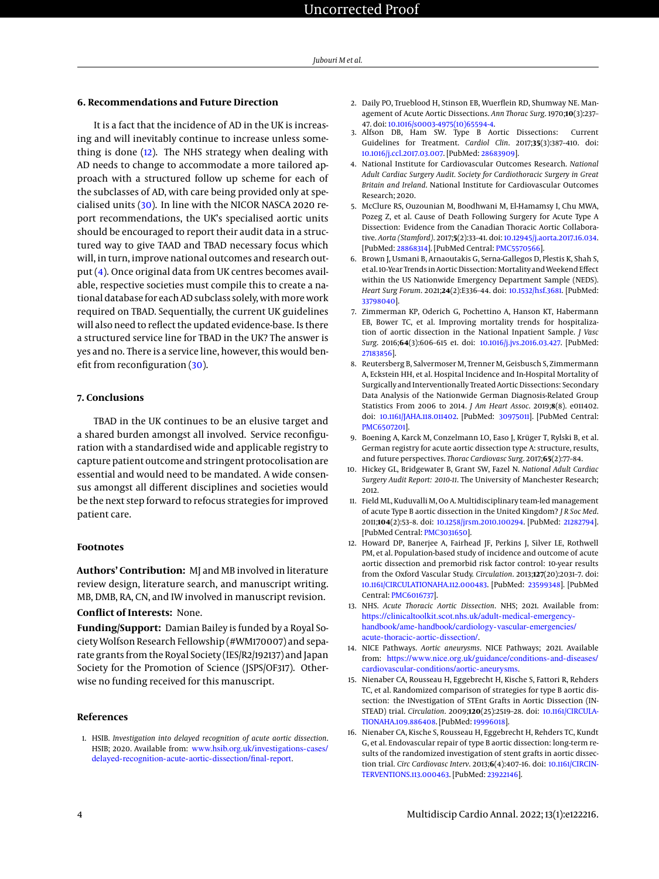## 6. Recommendations and Future Direction

It is a fact that the incidence of AD in the UK is increasing and will inevitably continue to increase unless something is done (12). The NHS strategy when dealing with AD needs to change to accommodate a more tailored approach with a structured follow up scheme for each of the subclasses of AD, with care being provided only at specialised units (30). In line with the NICOR NASCA 2020 report recommendations, the UK's specialised aortic units should be encouraged to report their audit data in a structured way to give TAAD and TBAD necessary focus which will, in turn, improve national outcomes and research output (4). Once original data from UK centres becomes available, respective societies must compile this to create a national database for each AD subclass solely, with more work required on TBAD. Sequentially, the current UK guidelines will also need to reflect the updated evidence-base. Is there a structured service line for TBAD in the UK? The answer is yes and no. There is a service line, however, this would benefit from reconfiguration (30).

## 7. Conclusions

TBAD in the UK continues to be an elusive target and a shared burden amongst all involved. Service reconfiguration with a standardised wide and applicable registry to capture patient outcome and stringent protocolisation are essential and would need to be mandated. A wide consensus amongst all different disciplines and societies would be the next step forward to refocus strategies for improved patient care.

## Footnotes

**Authors' Contribution:** MJ and MB involved in literature review design, literature search, and manuscript writing. MB, DMB, RA, CN, and IW involved in manuscript revision.

**Conflict of Interests:** None.

**Funding/Support:** Damian Bailey is funded by a Royal Society Wolfson Research Fellowship (#WM170007) and separate grants from the Royal Society (IES/R2/192137) and Japan Society for the Promotion of Science (JSPS/OF317). Otherwise no funding received for this manuscript.

## References

1. HSIB. *Investigation into delayed recognition of acute aortic dissection*. HSIB; 2020. Available from: www.hsib.org.uk/investigations-cases/delayed-recognition-acute-aortic-dissection/final-report.
2. Daily PO, Trueblood H, Stinson EB, Wuerflein RD, Shumway NE. Management of Acute Aortic Dissections. *Ann Thorac Surg*. 1970;**10**(3):237–47. doi: 10.1016/s0003-4975(10)65594-4.
3. Alfson DB, Ham SW. Type B Aortic Dissections: Current Guidelines for Treatment. *Cardiol Clin*. 2017;**35**(3):387–410. doi: 10.1016/j.ccl.2017.03.007. [PubMed: 28683909].
4. National Institute for Cardiovascular Outcomes Research. *National Adult Cardiac Surgery Audit. Society for Cardiothoracic Surgery in Great Britain and Ireland*. National Institute for Cardiovascular Outcomes Research; 2020.
5. McClure RS, Ouzounian M, Boodhwani M, El-Hamamsy I, Chu MWA, Pozeg Z, et al. Cause of Death Following Surgery for Acute Type A Dissection: Evidence from the Canadian Thoracic Aortic Collaborative. *Aorta (Stamford)*. 2017;**5**(2):33–41. doi: 10.12945/j.aorta.2017.16.034. [PubMed: 28868314]. [PubMed Central: PMC5570566].
6. Brown J, Usmani B, Arnaoutakis G, Serna-Gallegos D, Plestis K, Shah S, et al. 10-Year Trends in Aortic Dissection: Mortality and Weekend Effect within the US Nationwide Emergency Department Sample (NEDS). *Heart Surg Forum*. 2021;**24**(2):E336–44. doi: 10.1532/hsf.3681. [PubMed: 33798040].
7. Zimmerman KP, Oderich G, Pochettino A, Hanson KT, Habermann EB, Bower TC, et al. Improving mortality trends for hospitalization of aortic dissection in the National Inpatient Sample. *J Vasc Surg*. 2016;**64**(3):606–615 e1. doi: 10.1016/j.jvs.2016.03.427. [PubMed: 27183856].
8. Reutersberg B, Salvermoser M, Trenner M, Geisbusch S, Zimmermann A, Eckstein HH, et al. Hospital Incidence and In-Hospital Mortality of Surgically and Interventionally Treated Aortic Dissections: Secondary Data Analysis of the Nationwide German Diagnosis-Related Group Statistics From 2006 to 2014. *J Am Heart Assoc*. 2019;**8**(8). e011402. doi: 10.1161/JAHA.118.011402. [PubMed: 30975011]. [PubMed Central: PMC6507201].
9. Boening A, Karck M, Conzelmann LO, Easo J, Krüger T, Rylski B, et al. German registry for acute aortic dissection type A: structure, results, and future perspectives. *Thorac Cardiovasc Surg*. 2017;**65**(2):77–84.
10. Hickey GL, Bridgewater B, Grant SW, Fazel N. *National Adult Cardiac Surgery Audit Report: 2010-11*. The University of Manchester Research; 2012.
11. Field ML, Kuduvalli M, Oo A. Multidisciplinary team-led management of acute Type B aortic dissection in the United Kingdom? *J R Soc Med*. 2011;**104**(2):53–8. doi: 10.1258/jrsm.2010.100294. [PubMed: 21282794]. [PubMed Central: PMC3031650].
12. Howard DP, Banerjee A, Fairhead JF, Perkins J, Silver LE, Rothwell PM, et al. Population-based study of incidence and outcome of acute aortic dissection and premorbid risk factor control: 10-year results from the Oxford Vascular Study. *Circulation*. 2013;**127**(20):2031–7. doi: 10.1161/CIRCULATIONAHA.112.000483. [PubMed: 23599348]. [PubMed Central: PMC6016737].
13. NHS. *Acute Thoracic Aortic Dissection*. NHS; 2021. Available from: https://clinicaltoolkit.scot.nhs.uk/adult-medical-emergency-handbook/ame-handbook/cardiology-vascular-emergencies/acute-thoracic-aortic-dissection/.
14. NICE Pathways. *Aortic aneurysms*. NICE Pathways; 2021. Available from: https://www.nice.org.uk/guidance/conditions-and-diseases/cardiovascular-conditions/aortic-aneurysms.
15. Nienaber CA, Rousseau H, Eggebrecht H, Kische S, Fattori R, Rehders TC, et al. Randomized comparison of strategies for type B aortic dissection: the INvestigation of STEnt Grafts in Aortic Dissection (INSTEAD) trial. *Circulation*. 2009;**120**(25):2519–28. doi: 10.1161/CIRCULATIONAHA.109.886408. [PubMed: 19996018].
16. Nienaber CA, Kische S, Rousseau H, Eggebrecht H, Rehders TC, Kundt G, et al. Endovascular repair of type B aortic dissection: long-term results of the randomized investigation of stent grafts in aortic dissection trial. *Circ Cardiovasc Interv*. 2013;**6**(4):407–16. doi: 10.1161/CIRCINTERVENTIONS.113.000463. [PubMed: 23922146].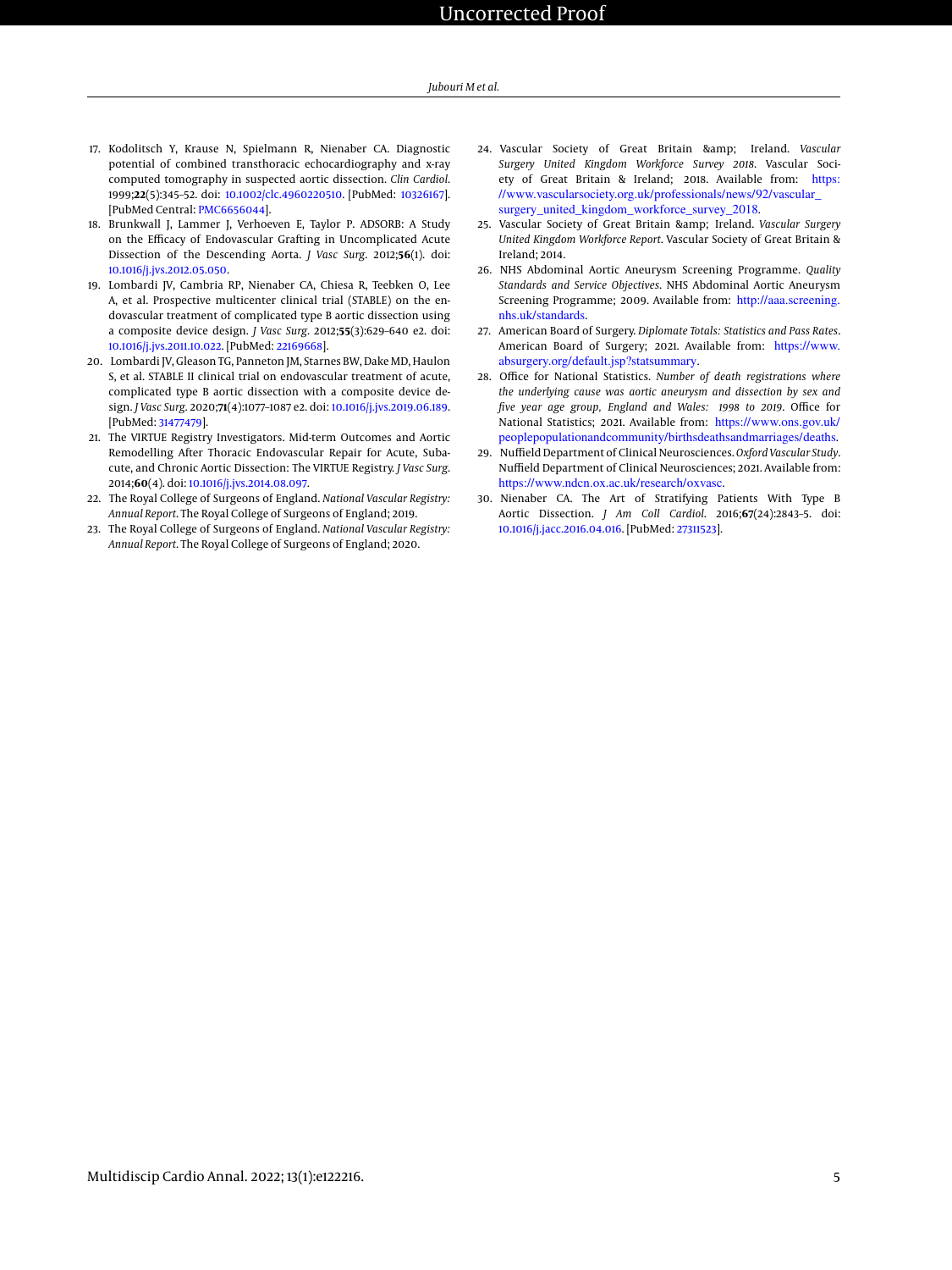17. Kodolitsch Y, Krause N, Spielmann R, Nienaber CA. Diagnostic potential of combined transthoracic echocardiography and x-ray computed tomography in suspected aortic dissection. *Clin Cardiol.* 1999;**22**(5):345–52. doi: 10.1002/clc.4960220510. [PubMed: 10326167]. [PubMed Central: PMC6656044].
18. Brunkwall J, Lammer J, Verhoeven E, Taylor P. ADSORB: A Study on the Efficacy of Endovascular Grafting in Uncomplicated Acute Dissection of the Descending Aorta. *J Vasc Surg*. 2012;**56**(1). doi: 10.1016/j.jvs.2012.05.050.
19. Lombardi JV, Cambria RP, Nienaber CA, Chiesa R, Teebken O, Lee A, et al. Prospective multicenter clinical trial (STABLE) on the endovascular treatment of complicated type B aortic dissection using a composite device design. *J Vasc Surg*. 2012;**55**(3):629–640 e2. doi: 10.1016/j.jvs.2011.10.022. [PubMed: 22169668].
20. Lombardi JV, Gleason TG, Panneton JM, Starnes BW, Dake MD, Haulon S, et al. STABLE II clinical trial on endovascular treatment of acute, complicated type B aortic dissection with a composite device design. *J Vasc Surg*. 2020;**71**(4):1077–1087 e2. doi: 10.1016/j.jvs.2019.06.189. [PubMed: 31477479].
21. The VIRTUE Registry Investigators. Mid-term Outcomes and Aortic Remodelling After Thoracic Endovascular Repair for Acute, Subacute, and Chronic Aortic Dissection: The VIRTUE Registry. *J Vasc Surg*. 2014;**60**(4). doi: 10.1016/j.jvs.2014.08.097.
22. The Royal College of Surgeons of England. *National Vascular Registry: Annual Report*. The Royal College of Surgeons of England; 2019.
23. The Royal College of Surgeons of England. *National Vascular Registry: Annual Report*. The Royal College of Surgeons of England; 2020.
24. Vascular Society of Great Britain &amp; Ireland. *Vascular Surgery United Kingdom Workforce Survey 2018*. Vascular Society of Great Britain & Ireland; 2018. Available from: https://www.vascularsociety.org.uk/professionals/news/92/vascular_surgery_united_kingdom_workforce_survey_2018.
25. Vascular Society of Great Britain &amp; Ireland. *Vascular Surgery United Kingdom Workforce Report*. Vascular Society of Great Britain & Ireland; 2014.
26. NHS Abdominal Aortic Aneurysm Screening Programme. *Quality Standards and Service Objectives*. NHS Abdominal Aortic Aneurysm Screening Programme; 2009. Available from: http://aaa.screening.nhs.uk/standards.
27. American Board of Surgery. *Diplomate Totals: Statistics and Pass Rates*. American Board of Surgery; 2021. Available from: https://www.absurgery.org/default.jsp?statsummary.
28. Office for National Statistics. *Number of death registrations where the underlying cause was aortic aneurysm and dissection by sex and five year age group, England and Wales: 1998 to 2019*. Office for National Statistics; 2021. Available from: https://www.ons.gov.uk/peoplepopulationandcommunity/birthsdeathsandmarriages/deaths.
29. Nuffield Department of Clinical Neurosciences. *Oxford Vascular Study*. Nuffield Department of Clinical Neurosciences; 2021. Available from: https://www.ndcn.ox.ac.uk/research/oxvasc.
30. Nienaber CA. The Art of Stratifying Patients With Type B Aortic Dissection. *J Am Coll Cardiol.* 2016;**67**(24):2843–5. doi: 10.1016/j.jacc.2016.04.016. [PubMed: 27311523].